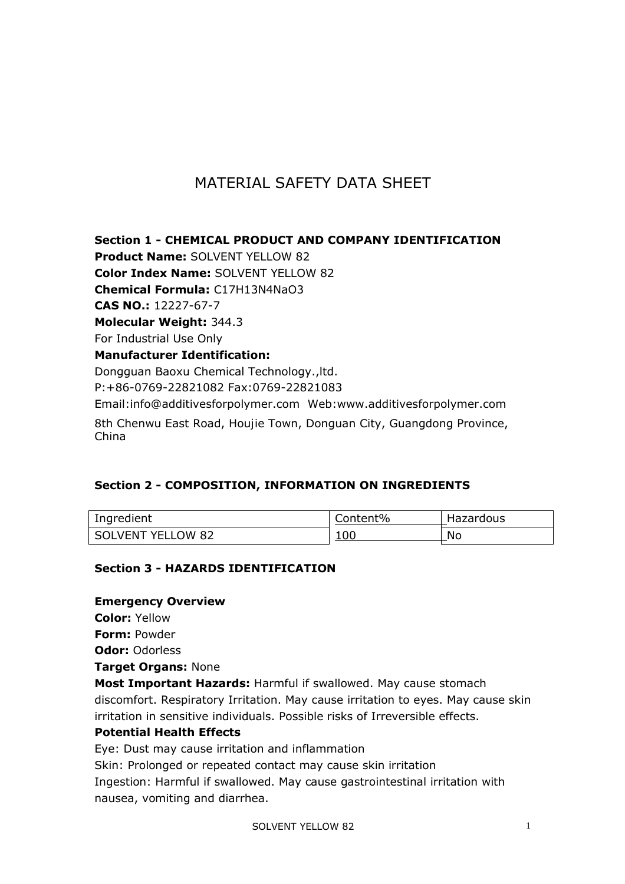# MATERIAL SAFETY DATA SHEET

**Section 1 - CHEMICAL PRODUCT AND COMPANY IDENTIFICATION**

**Product Name:** SOLVENT YELLOW 82

**Color Index Name:** SOLVENT YELLOW 82

**Chemical Formula:** $C_{17}H_{13}N_4NaO_3$

**CAS NO.:** 12227-67-7

**Molecular Weight:** 344.3

For Industrial Use Only

**Manufacturer Identification:**

Dongguan Baoxu Chemical Technology.,ltd.

P:+86-0769-22821082 Fax:0769-22821083

Email:info@additivesforpolymer.com Web:www.additivesforpolymer.com

8th Chenwu East Road, Houjie Town, Donguan City, Guangdong Province, China

**Section 2 - COMPOSITION, INFORMATION ON INGREDIENTS**

| Ingredient | Content% | Hazardous |
|---|---|---|
| SOLVENT YELLOW 82 | 100 | No |

**Section 3 - HAZARDS IDENTIFICATION**

**Emergency Overview**

**Color:** Yellow

**Form:** Powder

**Odor:** Odorless

**Target Organs:** None

**Most Important Hazards:** Harmful if swallowed. May cause stomach discomfort. Respiratory Irritation. May cause irritation to eyes. May cause skin irritation in sensitive individuals. Possible risks of Irreversible effects.

**Potential Health Effects**

Eye: Dust may cause irritation and inflammation

Skin: Prolonged or repeated contact may cause skin irritation

Ingestion: Harmful if swallowed. May cause gastrointestinal irritation with nausea, vomiting and diarrhea.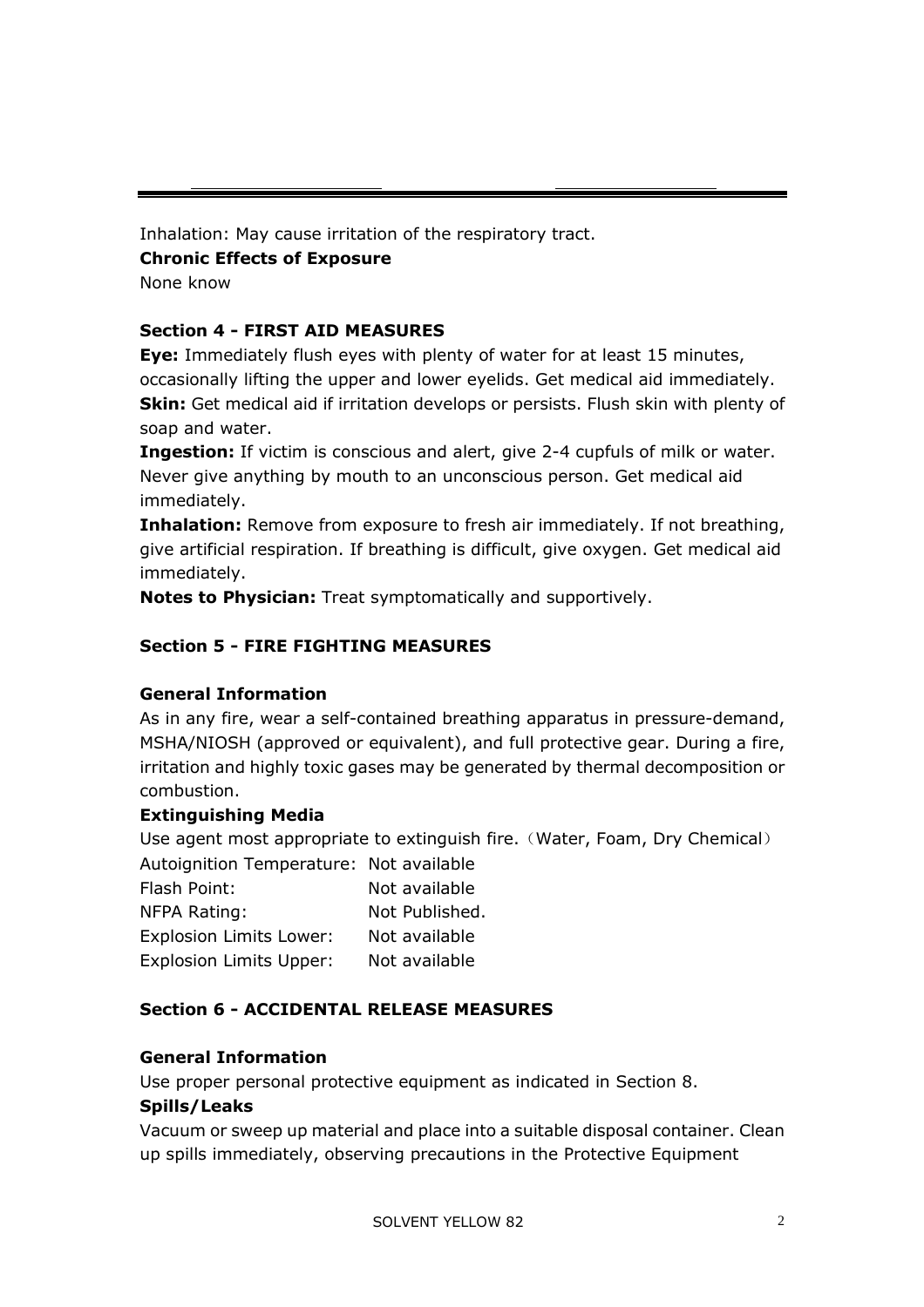Inhalation: May cause irritation of the respiratory tract.

**Chronic Effects of Exposure**

None know

### Section 4 - FIRST AID MEASURES

**Eye:** Immediately flush eyes with plenty of water for at least 15 minutes, occasionally lifting the upper and lower eyelids. Get medical aid immediately.

**Skin:** Get medical aid if irritation develops or persists. Flush skin with plenty of soap and water.

**Ingestion:** If victim is conscious and alert, give 2-4 cupfuls of milk or water. Never give anything by mouth to an unconscious person. Get medical aid immediately.

**Inhalation:** Remove from exposure to fresh air immediately. If not breathing, give artificial respiration. If breathing is difficult, give oxygen. Get medical aid immediately.

**Notes to Physician:** Treat symptomatically and supportively.

### Section 5 - FIRE FIGHTING MEASURES

**General Information**

As in any fire, wear a self-contained breathing apparatus in pressure-demand, MSHA/NIOSH (approved or equivalent), and full protective gear. During a fire, irritation and highly toxic gases may be generated by thermal decomposition or combustion.

**Extinguishing Media**

Use agent most appropriate to extinguish fire.（Water, Foam, Dry Chemical）

Autoignition Temperature: Not available

Flash Point: Not available

NFPA Rating: Not Published.

Explosion Limits Lower: Not available

Explosion Limits Upper: Not available

### Section 6 - ACCIDENTAL RELEASE MEASURES

**General Information**

Use proper personal protective equipment as indicated in Section 8.

**Spills/Leaks**

Vacuum or sweep up material and place into a suitable disposal container. Clean up spills immediately, observing precautions in the Protective Equipment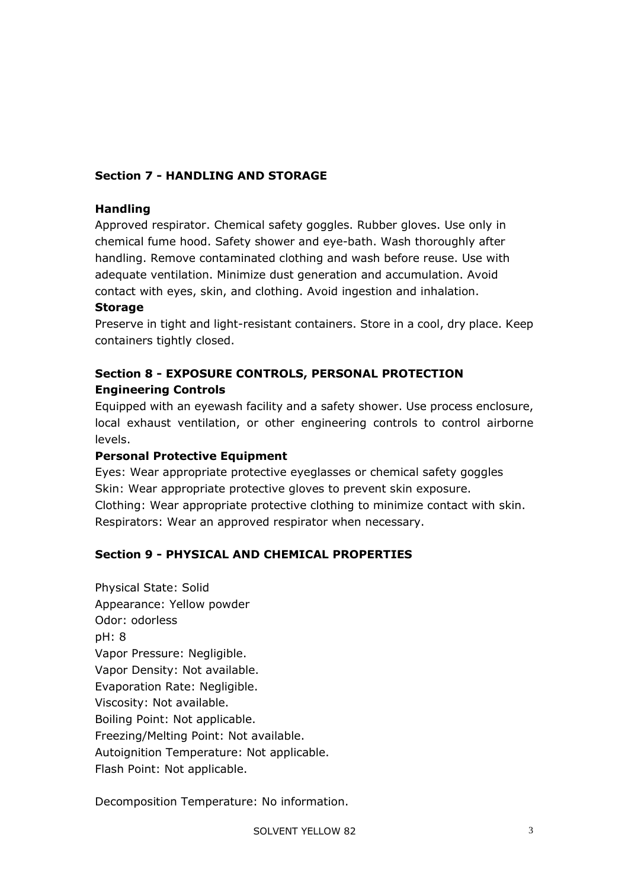## Section 7 - HANDLING AND STORAGE

**Handling**

Approved respirator. Chemical safety goggles. Rubber gloves. Use only in chemical fume hood. Safety shower and eye-bath. Wash thoroughly after handling. Remove contaminated clothing and wash before reuse. Use with adequate ventilation. Minimize dust generation and accumulation. Avoid contact with eyes, skin, and clothing. Avoid ingestion and inhalation.

**Storage**

Preserve in tight and light-resistant containers. Store in a cool, dry place. Keep containers tightly closed.

## Section 8 - EXPOSURE CONTROLS, PERSONAL PROTECTION

**Engineering Controls**

Equipped with an eyewash facility and a safety shower. Use process enclosure, local exhaust ventilation, or other engineering controls to control airborne levels.

**Personal Protective Equipment**

Eyes: Wear appropriate protective eyeglasses or chemical safety goggles
Skin: Wear appropriate protective gloves to prevent skin exposure.
Clothing: Wear appropriate protective clothing to minimize contact with skin.
Respirators: Wear an approved respirator when necessary.

## Section 9 - PHYSICAL AND CHEMICAL PROPERTIES

Physical State: Solid
Appearance: Yellow powder
Odor: odorless
pH: 8
Vapor Pressure: Negligible.
Vapor Density: Not available.
Evaporation Rate: Negligible.
Viscosity: Not available.
Boiling Point: Not applicable.
Freezing/Melting Point: Not available.
Autoignition Temperature: Not applicable.
Flash Point: Not applicable.

Decomposition Temperature: No information.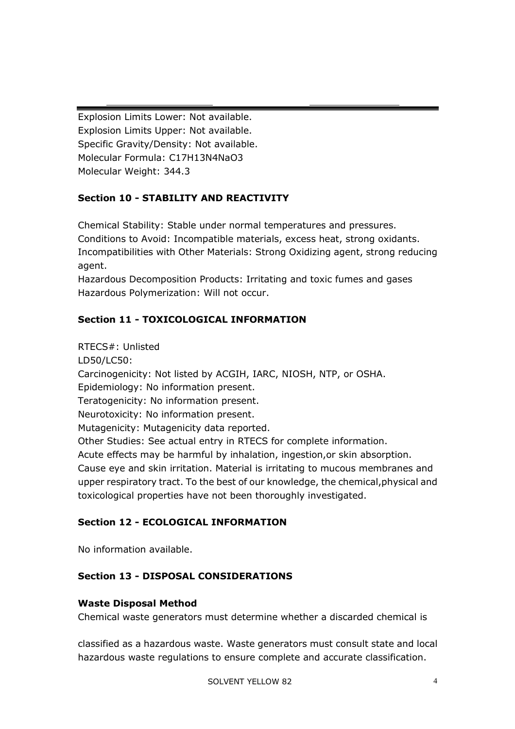Explosion Limits Lower: Not available.
Explosion Limits Upper: Not available.
Specific Gravity/Density: Not available.
Molecular Formula: $C_{17}H_{13}N_4NaO_3$
Molecular Weight: 344.3

## Section 10 - STABILITY AND REACTIVITY

Chemical Stability: Stable under normal temperatures and pressures.
Conditions to Avoid: Incompatible materials, excess heat, strong oxidants.
Incompatibilities with Other Materials: Strong Oxidizing agent, strong reducing agent.
Hazardous Decomposition Products: Irritating and toxic fumes and gases
Hazardous Polymerization: Will not occur.

## Section 11 - TOXICOLOGICAL INFORMATION

RTECS#: Unlisted
LD50/LC50:
Carcinogenicity: Not listed by ACGIH, IARC, NIOSH, NTP, or OSHA.
Epidemiology: No information present.
Teratogenicity: No information present.
Neurotoxicity: No information present.
Mutagenicity: Mutagenicity data reported.
Other Studies: See actual entry in RTECS for complete information.
Acute effects may be harmful by inhalation, ingestion,or skin absorption. Cause eye and skin irritation. Material is irritating to mucous membranes and upper respiratory tract. To the best of our knowledge, the chemical,physical and toxicological properties have not been thoroughly investigated.

## Section 12 - ECOLOGICAL INFORMATION

No information available.

## Section 13 - DISPOSAL CONSIDERATIONS

### Waste Disposal Method

Chemical waste generators must determine whether a discarded chemical is classified as a hazardous waste. Waste generators must consult state and local hazardous waste regulations to ensure complete and accurate classification.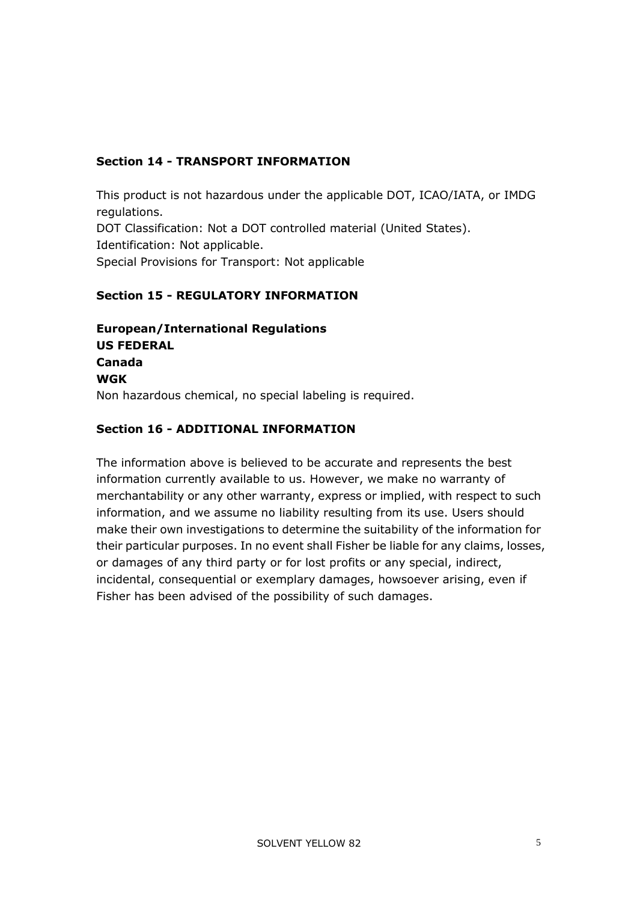## Section 14 - TRANSPORT INFORMATION

This product is not hazardous under the applicable DOT, ICAO/IATA, or IMDG regulations.
DOT Classification: Not a DOT controlled material (United States).
Identification: Not applicable.
Special Provisions for Transport: Not applicable

## Section 15 - REGULATORY INFORMATION

**European/International Regulations**
**US FEDERAL**
**Canada**
**WGK**
Non hazardous chemical, no special labeling is required.

## Section 16 - ADDITIONAL INFORMATION

The information above is believed to be accurate and represents the best information currently available to us. However, we make no warranty of merchantability or any other warranty, express or implied, with respect to such information, and we assume no liability resulting from its use. Users should make their own investigations to determine the suitability of the information for their particular purposes. In no event shall Fisher be liable for any claims, losses, or damages of any third party or for lost profits or any special, indirect, incidental, consequential or exemplary damages, howsoever arising, even if Fisher has been advised of the possibility of such damages.